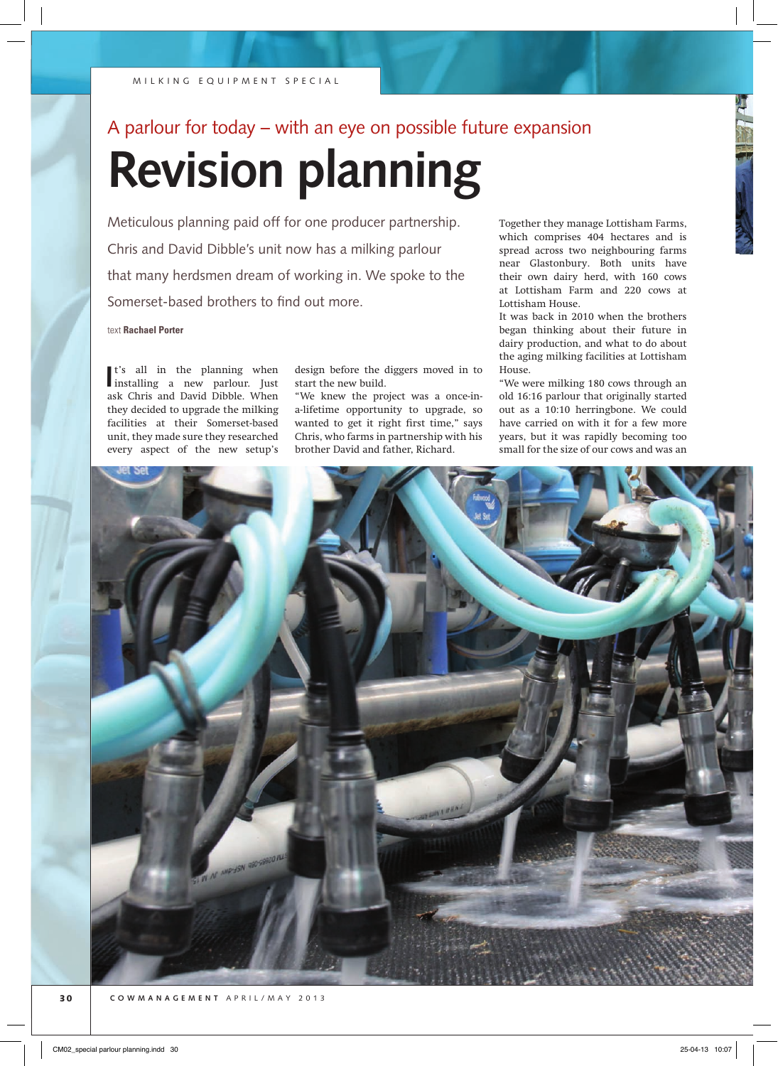MILKING EQUIPMENT SPECIAL

A parlour for today – with an eye on possible future expansion

# Revision planning

Meticulous planning paid off for one producer partnership. Chris and David Dibble's unit now has a milking parlour that many herdsmen dream of working in. We spoke to the Somerset-based brothers to find out more.

text **Rachael Porter**

It's all in the planning when installing a new parlour. Just ask Chris and David Dibble. When they decided to upgrade the milking facilities at their Somerset-based unit, they made sure they researched every aspect of the new setup's design before the diggers moved in to start the new build.

"We knew the project was a once-in-a-lifetime opportunity to upgrade, so wanted to get it right first time," says Chris, who farms in partnership with his brother David and father, Richard.

Together they manage Lottisham Farms, which comprises 404 hectares and is spread across two neighbouring farms near Glastonbury. Both units have their own dairy herd, with 160 cows at Lottisham Farm and 220 cows at Lottisham House.

It was back in 2010 when the brothers began thinking about their future in dairy production, and what to do about the aging milking facilities at Lottisham House.

"We were milking 180 cows through an old 16:16 parlour that originally started out as a 10:10 herringbone. We could have carried on with it for a few more years, but it was rapidly becoming too small for the size of our cows and was an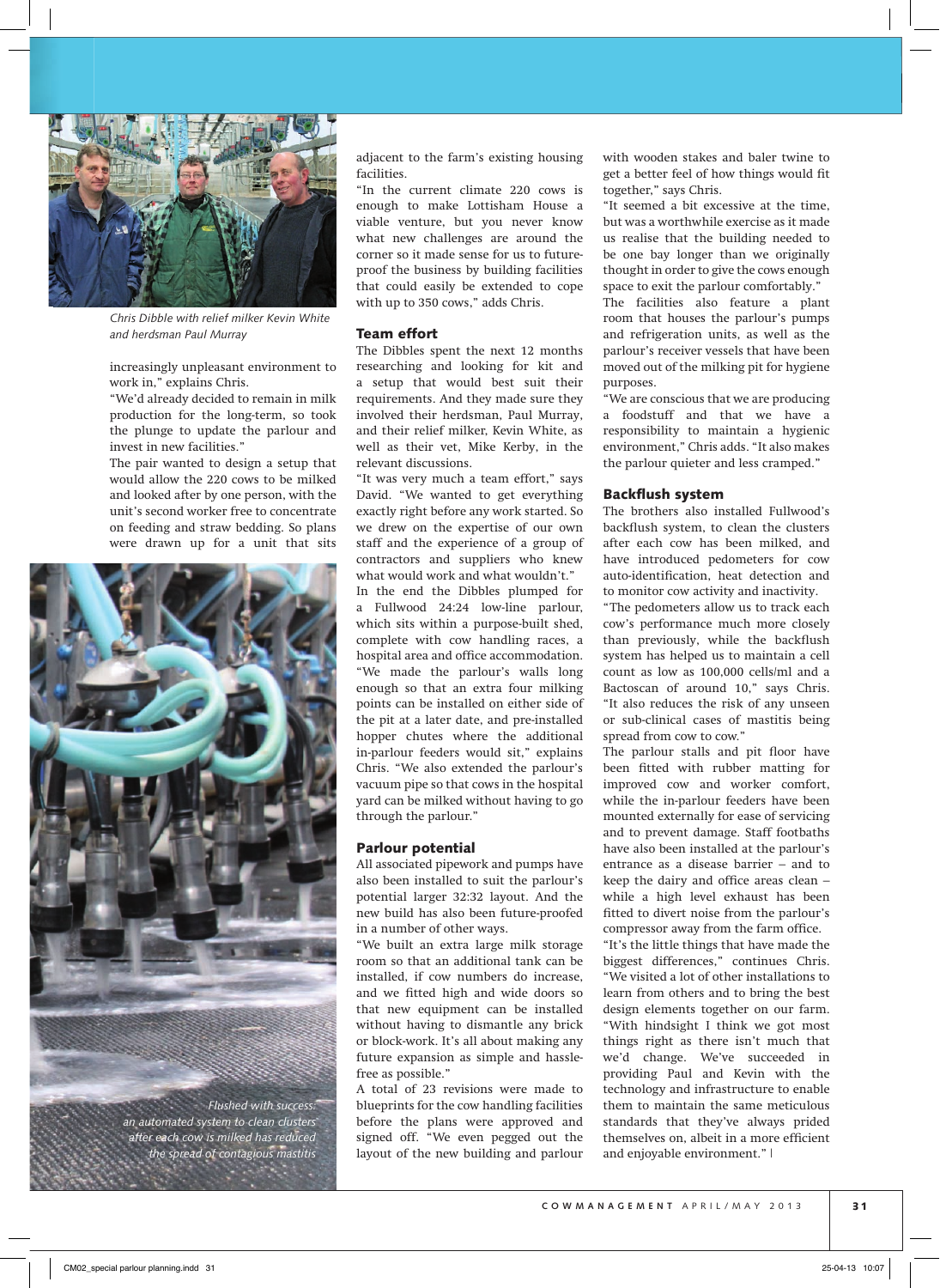*Chris Dibble with relief milker Kevin White and herdsman Paul Murray*

increasingly unpleasant environment to work in," explains Chris.

"We'd already decided to remain in milk production for the long-term, so took the plunge to update the parlour and invest in new facilities."

The pair wanted to design a setup that would allow the 220 cows to be milked and looked after by one person, with the unit's second worker free to concentrate on feeding and straw bedding. So plans were drawn up for a unit that sits adjacent to the farm's existing housing facilities.

"In the current climate 220 cows is enough to make Lottisham House a viable venture, but you never know what new challenges are around the corner so it made sense for us to future-proof the business by building facilities that could easily be extended to cope with up to 350 cows," adds Chris.

*Flushed with success: an automated system to clean clusters after each cow is milked has reduced the spread of contagious mastitis*

## Team effort

The Dibbles spent the next 12 months researching and looking for kit and a setup that would best suit their requirements. And they made sure they involved their herdsman, Paul Murray, and their relief milker, Kevin White, as well as their vet, Mike Kerby, in the relevant discussions.

"It was very much a team effort," says David. "We wanted to get everything exactly right before any work started. So we drew on the expertise of our own staff and the experience of a group of contractors and suppliers who knew what would work and what wouldn't."

In the end the Dibbles plumped for a Fullwood 24:24 low-line parlour, which sits within a purpose-built shed, complete with cow handling races, a hospital area and office accommodation. "We made the parlour's walls long enough so that an extra four milking points can be installed on either side of the pit at a later date, and pre-installed hopper chutes where the additional in-parlour feeders would sit," explains Chris. "We also extended the parlour's vacuum pipe so that cows in the hospital yard can be milked without having to go through the parlour."

## Parlour potential

All associated pipework and pumps have also been installed to suit the parlour's potential larger 32:32 layout. And the new build has also been future-proofed in a number of other ways.

"We built an extra large milk storage room so that an additional tank can be installed, if cow numbers do increase, and we fitted high and wide doors so that new equipment can be installed without having to dismantle any brick or block-work. It's all about making any future expansion as simple and hassle-free as possible."

A total of 23 revisions were made to blueprints for the cow handling facilities before the plans were approved and signed off. "We even pegged out the layout of the new building and parlour with wooden stakes and baler twine to get a better feel of how things would fit together," says Chris.

"It seemed a bit excessive at the time, but was a worthwhile exercise as it made us realise that the building needed to be one bay longer than we originally thought in order to give the cows enough space to exit the parlour comfortably."

The facilities also feature a plant room that houses the parlour's pumps and refrigeration units, as well as the parlour's receiver vessels that have been moved out of the milking pit for hygiene purposes.

"We are conscious that we are producing a foodstuff and that we have a responsibility to maintain a hygienic environment," Chris adds. "It also makes the parlour quieter and less cramped."

## Backflush system

The brothers also installed Fullwood's backflush system, to clean the clusters after each cow has been milked, and have introduced pedometers for cow auto-identification, heat detection and to monitor cow activity and inactivity.

"The pedometers allow us to track each cow's performance much more closely than previously, while the backflush system has helped us to maintain a cell count as low as 100,000 cells/ml and a Bactoscan of around 10," says Chris. "It also reduces the risk of any unseen or sub-clinical cases of mastitis being spread from cow to cow."

The parlour stalls and pit floor have been fitted with rubber matting for improved cow and worker comfort, while the in-parlour feeders have been mounted externally for ease of servicing and to prevent damage. Staff footbaths have also been installed at the parlour's entrance as a disease barrier – and to keep the dairy and office areas clean – while a high level exhaust has been fitted to divert noise from the parlour's compressor away from the farm office.

"It's the little things that have made the biggest differences," continues Chris. "We visited a lot of other installations to learn from others and to bring the best design elements together on our farm.

"With hindsight I think we got most things right as there isn't much that we'd change. We've succeeded in providing Paul and Kevin with the technology and infrastructure to enable them to maintain the same meticulous standards that they've always prided themselves on, albeit in a more efficient and enjoyable environment." |